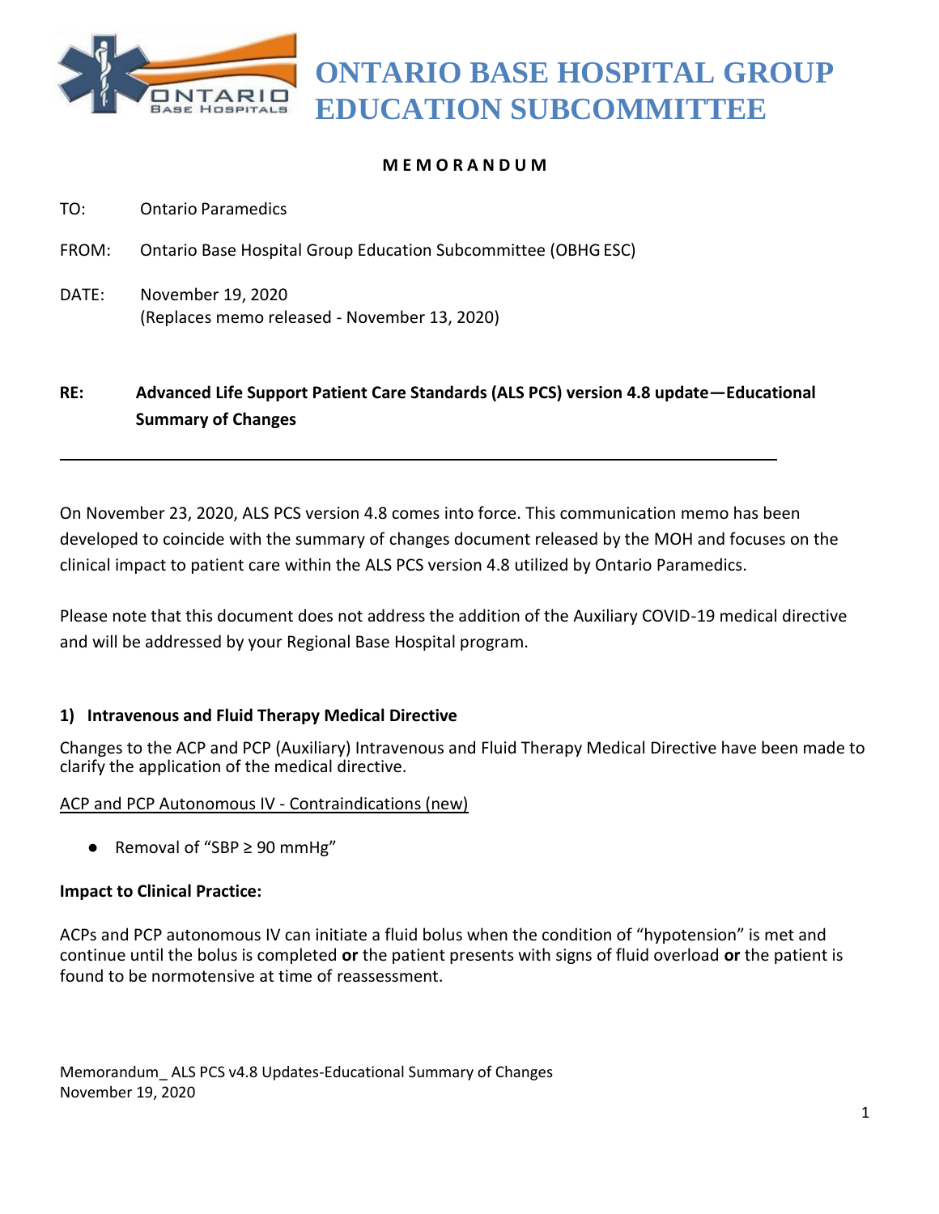# ONTARIO BASE HOSPITAL GROUP EDUCATION SUBCOMMITTEE

**MEMORANDUM**

TO: Ontario Paramedics

FROM: Ontario Base Hospital Group Education Subcommittee (OBHG ESC)

DATE: November 19, 2020
(Replaces memo released - November 13, 2020)

**RE: Advanced Life Support Patient Care Standards (ALS PCS) version 4.8 update—Educational Summary of Changes**

---

On November 23, 2020, ALS PCS version 4.8 comes into force. This communication memo has been developed to coincide with the summary of changes document released by the MOH and focuses on the clinical impact to patient care within the ALS PCS version 4.8 utilized by Ontario Paramedics.

Please note that this document does not address the addition of the Auxiliary COVID-19 medical directive and will be addressed by your Regional Base Hospital program.

### 1) Intravenous and Fluid Therapy Medical Directive

Changes to the ACP and PCP (Auxiliary) Intravenous and Fluid Therapy Medical Directive have been made to clarify the application of the medical directive.

<u>ACP and PCP Autonomous IV - Contraindications (new)</u>

- Removal of "SBP ≥ 90 mmHg"

**Impact to Clinical Practice:**

ACPs and PCP autonomous IV can initiate a fluid bolus when the condition of "hypotension" is met and continue until the bolus is completed **or** the patient presents with signs of fluid overload **or** the patient is found to be normotensive at time of reassessment.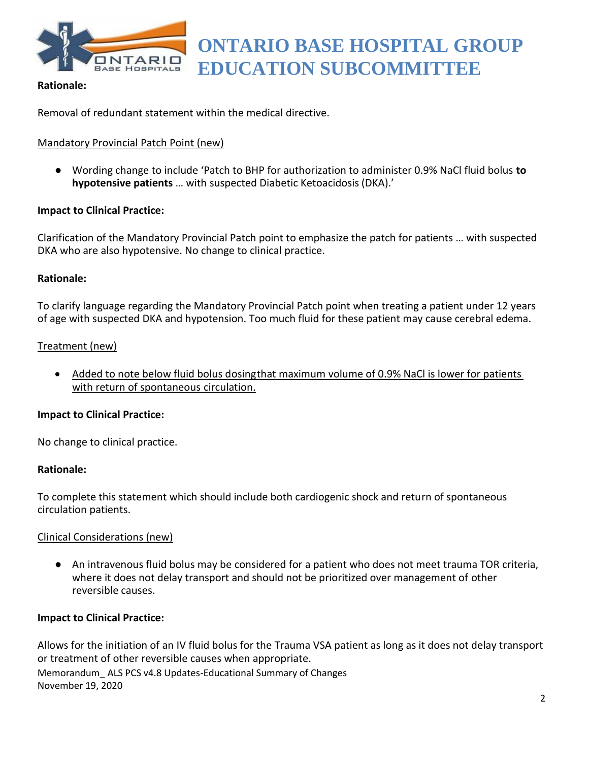**Rationale:**

Removal of redundant statement within the medical directive.

<u>Mandatory Provincial Patch Point (new)</u>

- Wording change to include 'Patch to BHP for authorization to administer 0.9% NaCl fluid bolus **to hypotensive patients** … with suspected Diabetic Ketoacidosis (DKA).'

**Impact to Clinical Practice:**

Clarification of the Mandatory Provincial Patch point to emphasize the patch for patients … with suspected DKA who are also hypotensive. No change to clinical practice.

**Rationale:**

To clarify language regarding the Mandatory Provincial Patch point when treating a patient under 12 years of age with suspected DKA and hypotension. Too much fluid for these patient may cause cerebral edema.

<u>Treatment (new)</u>

- <u>Added to note below fluid bolus dosingthat maximum volume of 0.9% NaCl is lower for patients with return of spontaneous circulation.</u>

**Impact to Clinical Practice:**

No change to clinical practice.

**Rationale:**

To complete this statement which should include both cardiogenic shock and return of spontaneous circulation patients.

<u>Clinical Considerations (new)</u>

- An intravenous fluid bolus may be considered for a patient who does not meet trauma TOR criteria, where it does not delay transport and should not be prioritized over management of other reversible causes.

**Impact to Clinical Practice:**

Allows for the initiation of an IV fluid bolus for the Trauma VSA patient as long as it does not delay transport or treatment of other reversible causes when appropriate.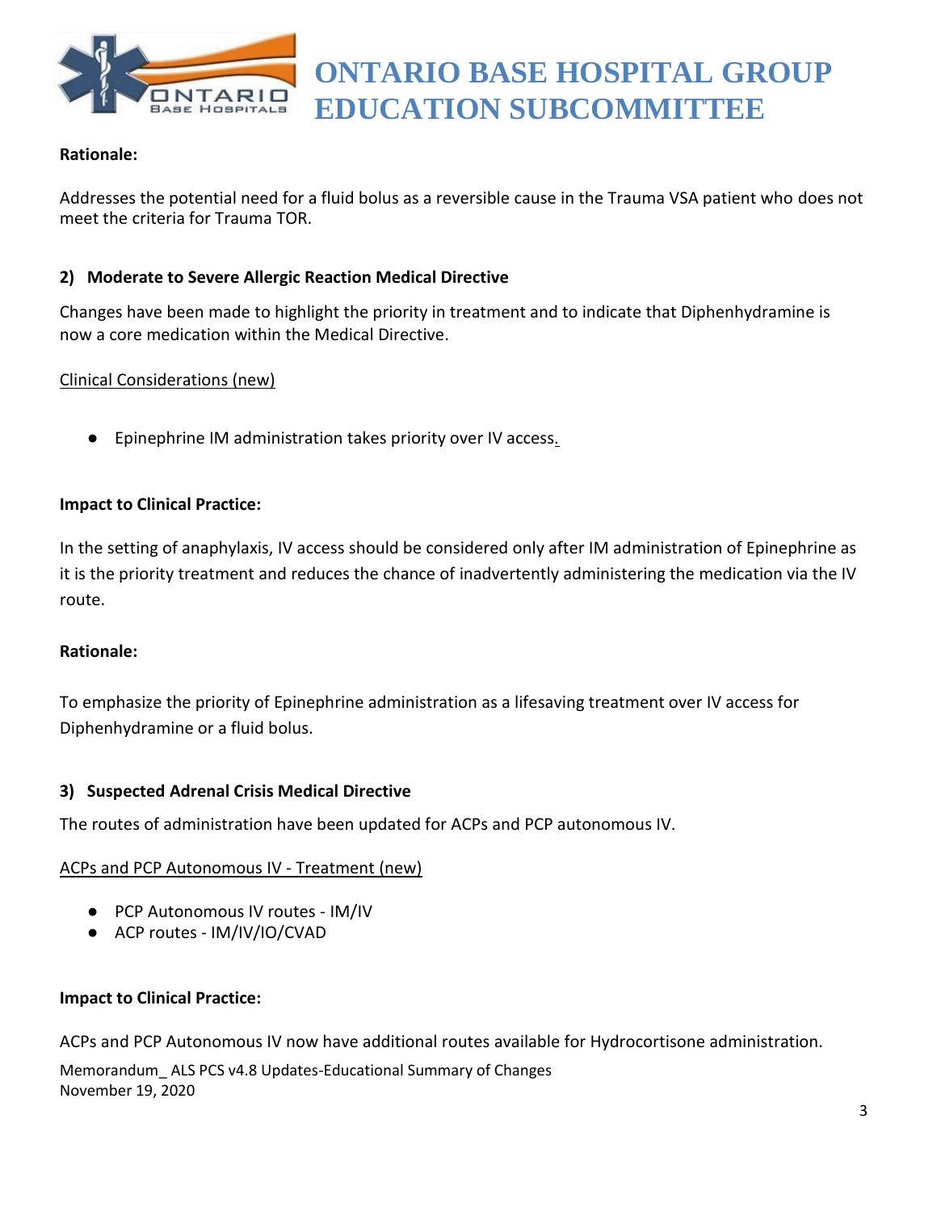**Rationale:**

Addresses the potential need for a fluid bolus as a reversible cause in the Trauma VSA patient who does not meet the criteria for Trauma TOR.

**2) Moderate to Severe Allergic Reaction Medical Directive**

Changes have been made to highlight the priority in treatment and to indicate that Diphenhydramine is now a core medication within the Medical Directive.

Clinical Considerations (new)

- Epinephrine IM administration takes priority over IV access.

**Impact to Clinical Practice:**

In the setting of anaphylaxis, IV access should be considered only after IM administration of Epinephrine as it is the priority treatment and reduces the chance of inadvertently administering the medication via the IV route.

**Rationale:**

To emphasize the priority of Epinephrine administration as a lifesaving treatment over IV access for Diphenhydramine or a fluid bolus.

**3) Suspected Adrenal Crisis Medical Directive**

The routes of administration have been updated for ACPs and PCP autonomous IV.

ACPs and PCP Autonomous IV - Treatment (new)

- PCP Autonomous IV routes - IM/IV
- ACP routes - IM/IV/IO/CVAD

**Impact to Clinical Practice:**

ACPs and PCP Autonomous IV now have additional routes available for Hydrocortisone administration.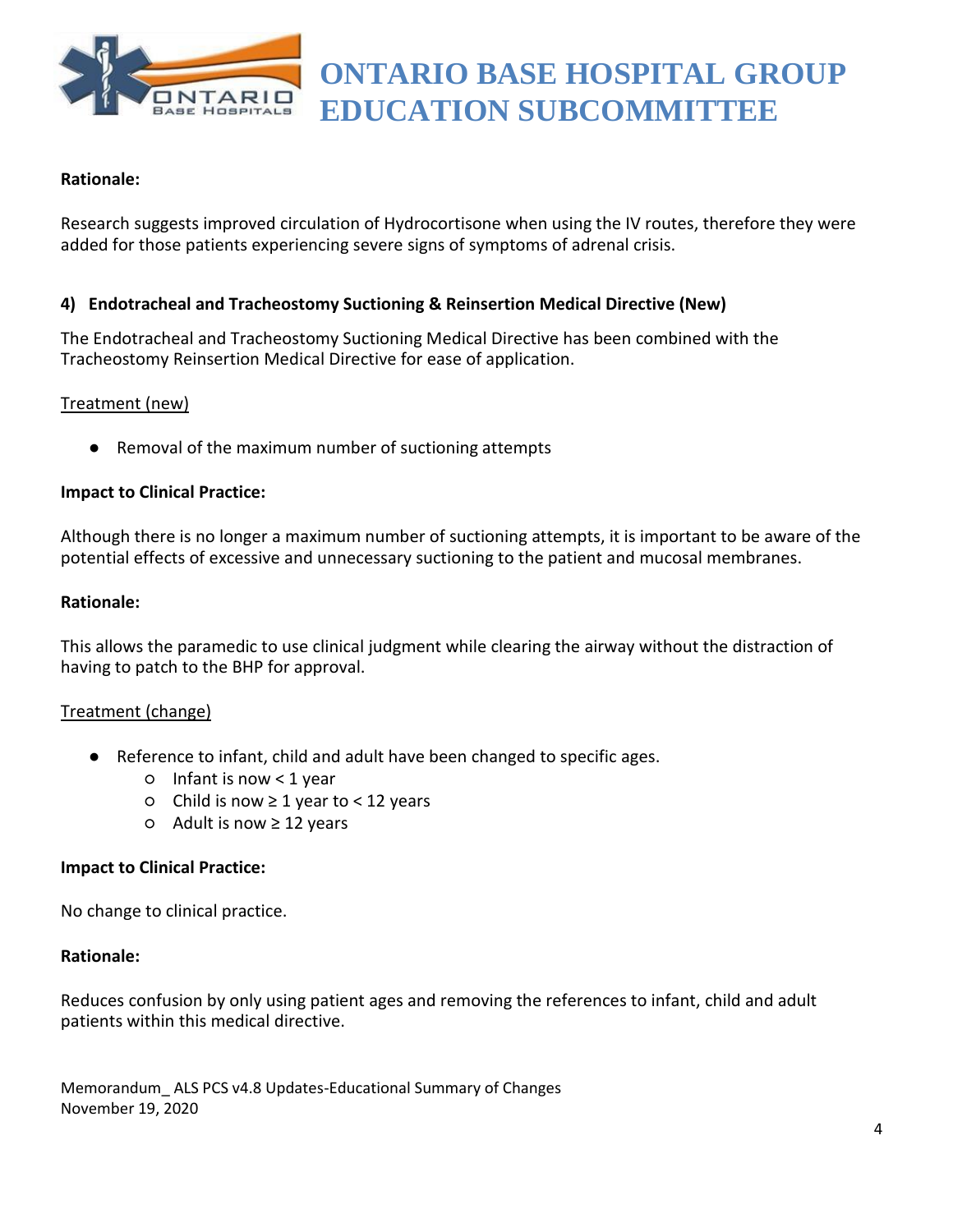**Rationale:**

Research suggests improved circulation of Hydrocortisone when using the IV routes, therefore they were added for those patients experiencing severe signs of symptoms of adrenal crisis.

**4) Endotracheal and Tracheostomy Suctioning & Reinsertion Medical Directive (New)**

The Endotracheal and Tracheostomy Suctioning Medical Directive has been combined with the Tracheostomy Reinsertion Medical Directive for ease of application.

Treatment (new)

- Removal of the maximum number of suctioning attempts

**Impact to Clinical Practice:**

Although there is no longer a maximum number of suctioning attempts, it is important to be aware of the potential effects of excessive and unnecessary suctioning to the patient and mucosal membranes.

**Rationale:**

This allows the paramedic to use clinical judgment while clearing the airway without the distraction of having to patch to the BHP for approval.

Treatment (change)

- Reference to infant, child and adult have been changed to specific ages.
  - Infant is now < 1 year
  - Child is now ≥ 1 year to < 12 years
  - Adult is now ≥ 12 years

**Impact to Clinical Practice:**

No change to clinical practice.

**Rationale:**

Reduces confusion by only using patient ages and removing the references to infant, child and adult patients within this medical directive.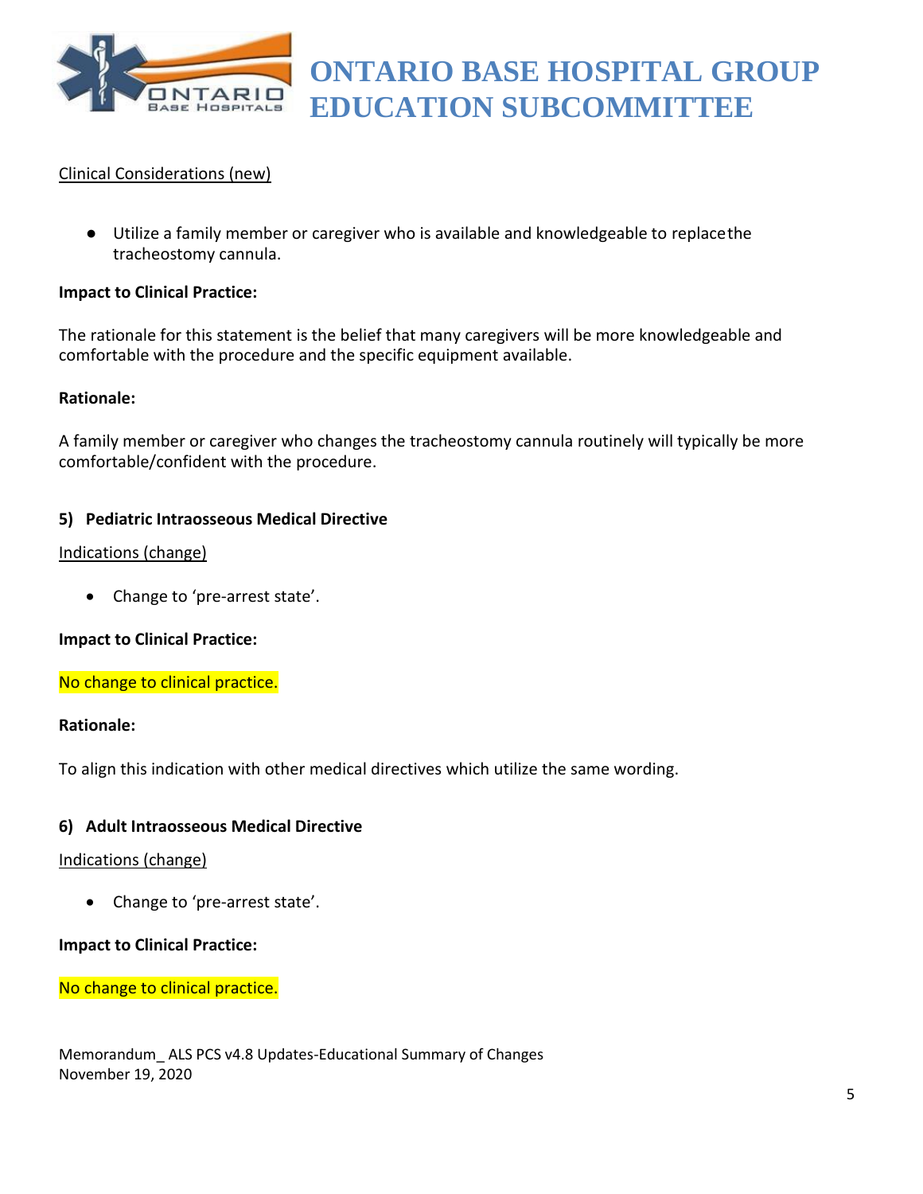Clinical Considerations (new)

- Utilize a family member or caregiver who is available and knowledgeable to replace the tracheostomy cannula.

**Impact to Clinical Practice:**

The rationale for this statement is the belief that many caregivers will be more knowledgeable and comfortable with the procedure and the specific equipment available.

**Rationale:**

A family member or caregiver who changes the tracheostomy cannula routinely will typically be more comfortable/confident with the procedure.

**5) Pediatric Intraosseous Medical Directive**

Indications (change)

- Change to 'pre-arrest state'.

**Impact to Clinical Practice:**

No change to clinical practice.

**Rationale:**

To align this indication with other medical directives which utilize the same wording.

**6) Adult Intraosseous Medical Directive**

Indications (change)

- Change to 'pre-arrest state'.

**Impact to Clinical Practice:**

No change to clinical practice.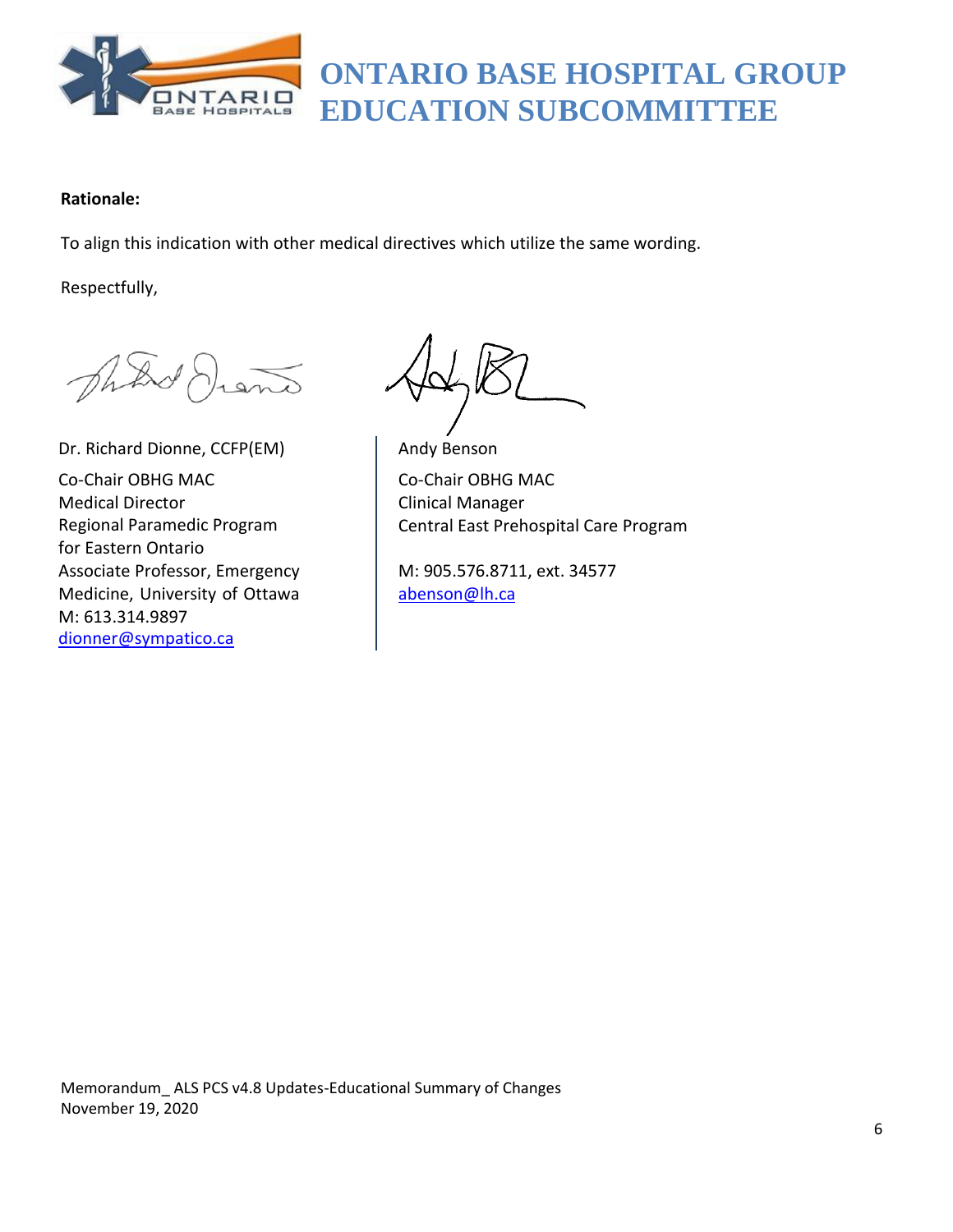**Rationale:**

To align this indication with other medical directives which utilize the same wording.

Respectfully,

Dr. Richard Dionne, CCFP(EM)

Co-Chair OBHG MAC
Medical Director
Regional Paramedic Program for Eastern Ontario
Associate Professor, Emergency Medicine, University of Ottawa
M: 613.314.9897
dionner@sympatico.ca

Andy Benson

Co-Chair OBHG MAC
Clinical Manager
Central East Prehospital Care Program

M: 905.576.8711, ext. 34577
abenson@lh.ca